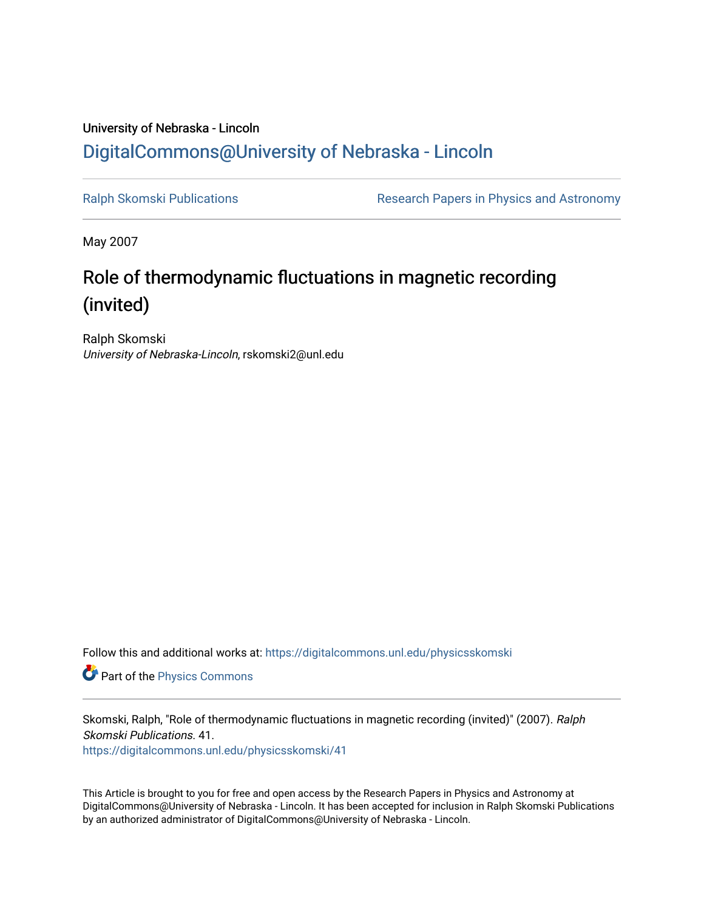University of Nebraska - Lincoln

# DigitalCommons@University of Nebraska - Lincoln

Ralph Skomski Publications

Research Papers in Physics and Astronomy

May 2007

# Role of thermodynamic fluctuations in magnetic recording (invited)

Ralph Skomski

*University of Nebraska-Lincoln*, rskomski2@unl.edu

Follow this and additional works at: https://digitalcommons.unl.edu/physicsskomski

Part of the Physics Commons

Skomski, Ralph, "Role of thermodynamic fluctuations in magnetic recording (invited)" (2007). *Ralph Skomski Publications*. 41.
https://digitalcommons.unl.edu/physicsskomski/41

This Article is brought to you for free and open access by the Research Papers in Physics and Astronomy at DigitalCommons@University of Nebraska - Lincoln. It has been accepted for inclusion in Ralph Skomski Publications by an authorized administrator of DigitalCommons@University of Nebraska - Lincoln.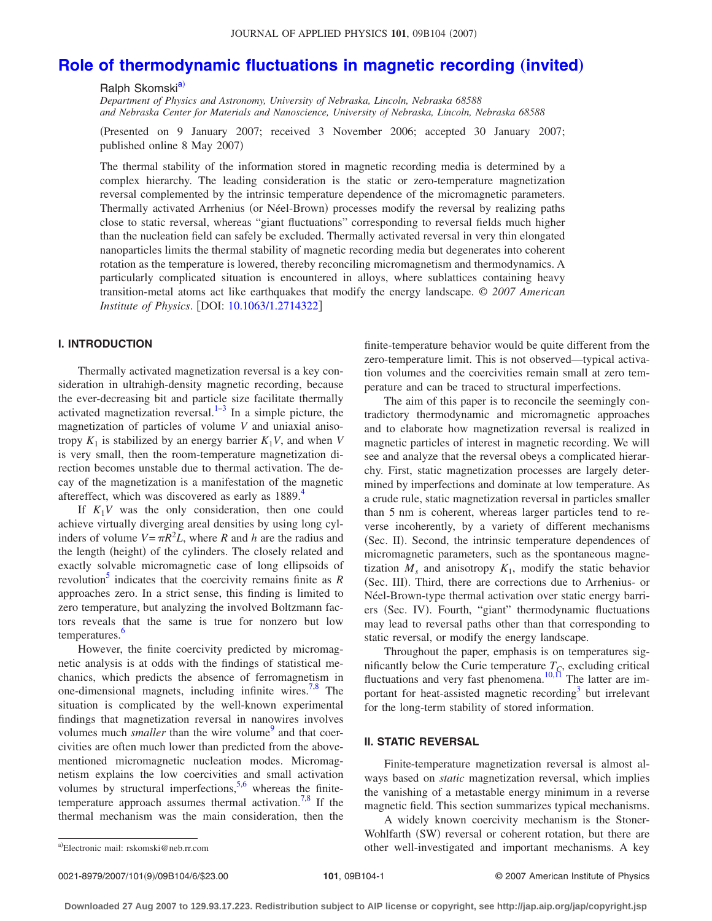# Role of thermodynamic fluctuations in magnetic recording (invited)

Ralph Skomski[a)]

*Department of Physics and Astronomy, University of Nebraska, Lincoln, Nebraska 68588 and Nebraska Center for Materials and Nanoscience, University of Nebraska, Lincoln, Nebraska 68588*

(Presented on 9 January 2007; received 3 November 2006; accepted 30 January 2007; published online 8 May 2007)

The thermal stability of the information stored in magnetic recording media is determined by a complex hierarchy. The leading consideration is the static or zero-temperature magnetization reversal complemented by the intrinsic temperature dependence of the micromagnetic parameters. Thermally activated Arrhenius (or Néel-Brown) processes modify the reversal by realizing paths close to static reversal, whereas "giant fluctuations" corresponding to reversal fields much higher than the nucleation field can safely be excluded. Thermally activated reversal in very thin elongated nanoparticles limits the thermal stability of magnetic recording media but degenerates into coherent rotation as the temperature is lowered, thereby reconciling micromagnetism and thermodynamics. A particularly complicated situation is encountered in alloys, where sublattices containing heavy transition-metal atoms act like earthquakes that modify the energy landscape. © *2007 American Institute of Physics*. [DOI: 10.1063/1.2714322]

## I. INTRODUCTION

Thermally activated magnetization reversal is a key consideration in ultrahigh-density magnetic recording, because the ever-decreasing bit and particle size facilitate thermally activated magnetization reversal.[1–3] In a simple picture, the magnetization of particles of volume $V$ and uniaxial anisotropy $K_1$ is stabilized by an energy barrier $K_1V$, and when $V$ is very small, then the room-temperature magnetization direction becomes unstable due to thermal activation. The decay of the magnetization is a manifestation of the magnetic aftereffect, which was discovered as early as 1889.[4]

If $K_1V$ was the only consideration, then one could achieve virtually diverging areal densities by using long cylinders of volume $V=\pi R^2 L$, where $R$ and $h$ are the radius and the length (height) of the cylinders. The closely related and exactly solvable micromagnetic case of long ellipsoids of revolution[5] indicates that the coercivity remains finite as $R$ approaches zero. In a strict sense, this finding is limited to zero temperature, but analyzing the involved Boltzmann factors reveals that the same is true for nonzero but low temperatures.[6]

However, the finite coercivity predicted by micromagnetic analysis is at odds with the findings of statistical mechanics, which predicts the absence of ferromagnetism in one-dimensional magnets, including infinite wires.[7,8] The situation is complicated by the well-known experimental findings that magnetization reversal in nanowires involves volumes much *smaller* than the wire volume[9] and that coercivities are often much lower than predicted from the above-mentioned micromagnetic nucleation modes. Micromagnetism explains the low coercivities and small activation volumes by structural imperfections,[5,6] whereas the finite-temperature approach assumes thermal activation.[7,8] If the thermal mechanism was the main consideration, then the finite-temperature behavior would be quite different from the zero-temperature limit. This is not observed—typical activation volumes and the coercivities remain small at zero temperature and can be traced to structural imperfections.

The aim of this paper is to reconcile the seemingly contradictory thermodynamic and micromagnetic approaches and to elaborate how magnetization reversal is realized in magnetic particles of interest in magnetic recording. We will see and analyze that the reversal obeys a complicated hierarchy. First, static magnetization processes are largely determined by imperfections and dominate at low temperature. As a crude rule, static magnetization reversal in particles smaller than 5 nm is coherent, whereas larger particles tend to reverse incoherently, by a variety of different mechanisms (Sec. II). Second, the intrinsic temperature dependences of micromagnetic parameters, such as the spontaneous magnetization $M_s$ and anisotropy $K_1$, modify the static behavior (Sec. III). Third, there are corrections due to Arrhenius- or Néel-Brown-type thermal activation over static energy barriers (Sec. IV). Fourth, "giant" thermodynamic fluctuations may lead to reversal paths other than that corresponding to static reversal, or modify the energy landscape.

Throughout the paper, emphasis is on temperatures significantly below the Curie temperature $T_C$, excluding critical fluctuations and very fast phenomena.[10,11] The latter are important for heat-assisted magnetic recording[3] but irrelevant for the long-term stability of stored information.

## II. STATIC REVERSAL

Finite-temperature magnetization reversal is almost always based on *static* magnetization reversal, which implies the vanishing of a metastable energy minimum in a reverse magnetic field. This section summarizes typical mechanisms.

A widely known coercivity mechanism is the Stoner-Wohlfarth (SW) reversal or coherent rotation, but there are other well-investigated and important mechanisms. A key

[a)]Electronic mail: rskomski@neb.rr.com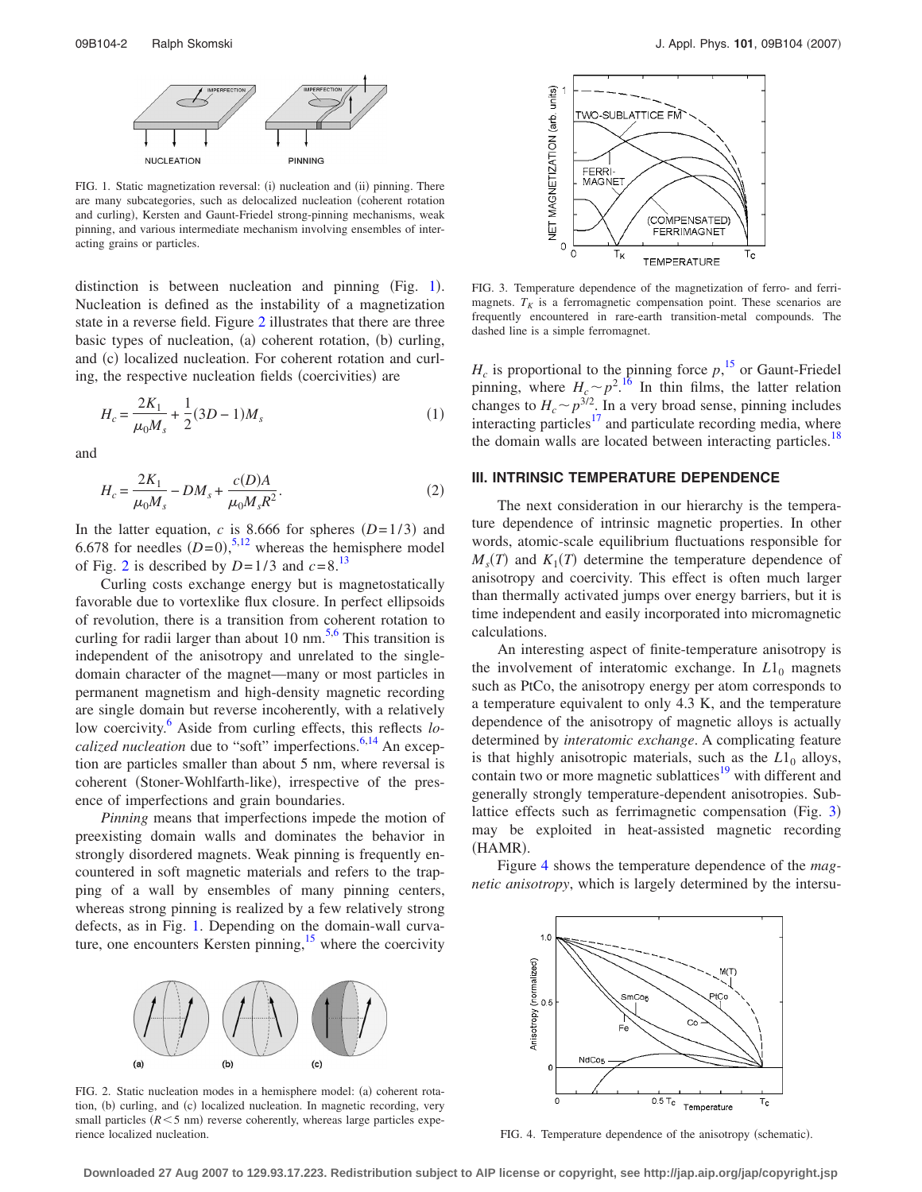FIG. 1. Static magnetization reversal: (i) nucleation and (ii) pinning. There are many subcategories, such as delocalized nucleation (coherent rotation and curling), Kersten and Gaunt-Friedel strong-pinning mechanisms, weak pinning, and various intermediate mechanism involving ensembles of interacting grains or particles.

distinction is between nucleation and pinning (Fig. 1). Nucleation is defined as the instability of a magnetization state in a reverse field. Figure 2 illustrates that there are three basic types of nucleation, (a) coherent rotation, (b) curling, and (c) localized nucleation. For coherent rotation and curling, the respective nucleation fields (coercivities) are

$$H_c = \frac{2K_1}{\mu_0 M_s} + \frac{1}{2}(3D-1)M_s \tag{1}$$

and

$$H_c = \frac{2K_1}{\mu_0 M_s} - DM_s + \frac{c(D)A}{\mu_0 M_s R^2}. \tag{2}$$

In the latter equation, $c$ is 8.666 for spheres ($D=1/3$) and 6.678 for needles ($D=0$),[5,12] whereas the hemisphere model of Fig. 2 is described by $D=1/3$ and $c=8$.[13]

Curling costs exchange energy but is magnetostatically favorable due to vortexlike flux closure. In perfect ellipsoids of revolution, there is a transition from coherent rotation to curling for radii larger than about 10 nm.[5,6] This transition is independent of the anisotropy and unrelated to the single-domain character of the magnet—many or most particles in permanent magnetism and high-density magnetic recording are single domain but reverse incoherently, with a relatively low coercivity.[6] Aside from curling effects, this reflects *localized nucleation* due to "soft" imperfections.[6,14] An exception are particles smaller than about 5 nm, where reversal is coherent (Stoner-Wohlfarth-like), irrespective of the presence of imperfections and grain boundaries.

*Pinning* means that imperfections impede the motion of preexisting domain walls and dominates the behavior in strongly disordered magnets. Weak pinning is frequently encountered in soft magnetic materials and refers to the trapping of a wall by ensembles of many pinning centers, whereas strong pinning is realized by a few relatively strong defects, as in Fig. 1. Depending on the domain-wall curvature, one encounters Kersten pinning,[15] where the coercivity

FIG. 2. Static nucleation modes in a hemisphere model: (a) coherent rotation, (b) curling, and (c) localized nucleation. In magnetic recording, very small particles ($R<5$ nm) reverse coherently, whereas large particles experience localized nucleation.

FIG. 3. Temperature dependence of the magnetization of ferro- and ferrimagnets. $T_K$ is a ferromagnetic compensation point. These scenarios are frequently encountered in rare-earth transition-metal compounds. The dashed line is a simple ferromagnet.

$H_c$ is proportional to the pinning force $p$,[15] or Gaunt-Friedel pinning, where $H_c \sim p^2$.[16] In thin films, the latter relation changes to $H_c \sim p^{3/2}$. In a very broad sense, pinning includes interacting particles[17] and particulate recording media, where the domain walls are located between interacting particles.[18]

## III. INTRINSIC TEMPERATURE DEPENDENCE

The next consideration in our hierarchy is the temperature dependence of intrinsic magnetic properties. In other words, atomic-scale equilibrium fluctuations responsible for $M_s(T)$ and $K_1(T)$ determine the temperature dependence of anisotropy and coercivity. This effect is often much larger than thermally activated jumps over energy barriers, but it is time independent and easily incorporated into micromagnetic calculations.

An interesting aspect of finite-temperature anisotropy is the involvement of interatomic exchange. In $L1_0$ magnets such as PtCo, the anisotropy energy per atom corresponds to a temperature equivalent to only 4.3 K, and the temperature dependence of the anisotropy of magnetic alloys is actually determined by *interatomic exchange*. A complicating feature is that highly anisotropic materials, such as the $L1_0$ alloys, contain two or more magnetic sublattices[19] with different and generally strongly temperature-dependent anisotropies. Sublattice effects such as ferrimagnetic compensation (Fig. 3) may be exploited in heat-assisted magnetic recording (HAMR).

Figure 4 shows the temperature dependence of the *magnetic anisotropy*, which is largely determined by the intersu-

FIG. 4. Temperature dependence of the anisotropy (schematic).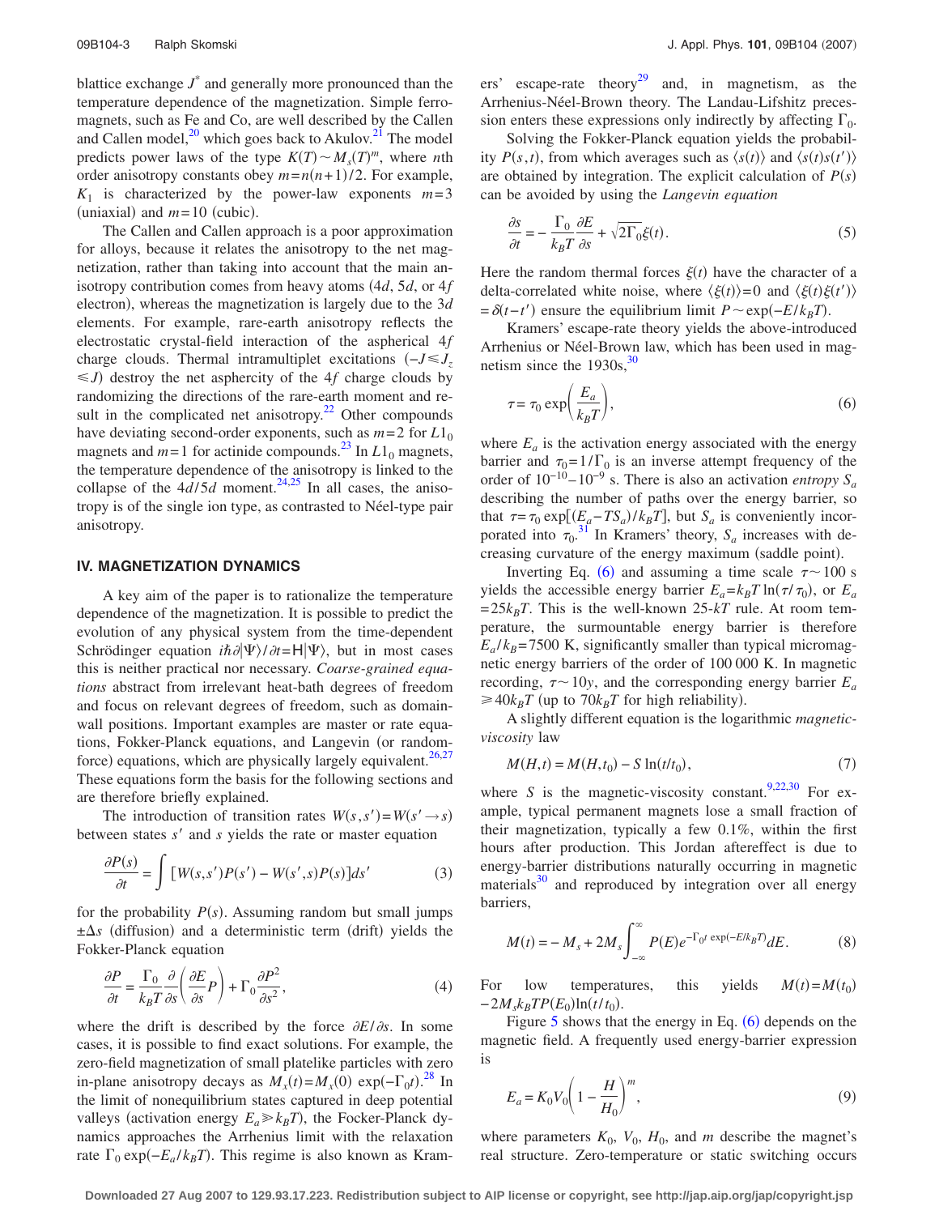blattice exchange $J^*$ and generally more pronounced than the temperature dependence of the magnetization. Simple ferromagnets, such as Fe and Co, are well described by the Callen and Callen model,[20] which goes back to Akulov.[21] The model predicts power laws of the type $K(T) \sim M_s(T)^m$, where $n$th order anisotropy constants obey $m = n(n+1)/2$. For example, $K_1$ is characterized by the power-law exponents $m=3$ (uniaxial) and $m=10$ (cubic).

The Callen and Callen approach is a poor approximation for alloys, because it relates the anisotropy to the net magnetization, rather than taking into account that the main anisotropy contribution comes from heavy atoms (4$d$, 5$d$, or 4$f$ electron), whereas the magnetization is largely due to the 3$d$ elements. For example, rare-earth anisotropy reflects the electrostatic crystal-field interaction of the aspherical 4$f$ charge clouds. Thermal intramultiplet excitations ($-J \leq J_z \leq J$) destroy the net asphercity of the 4$f$ charge clouds by randomizing the directions of the rare-earth moment and result in the complicated net anisotropy.[22] Other compounds have deviating second-order exponents, such as $m=2$ for $L1_0$ magnets and $m=1$ for actinide compounds.[23] In $L1_0$ magnets, the temperature dependence of the anisotropy is linked to the collapse of the 4$d$/5$d$ moment.[24,25] In all cases, the anisotropy is of the single ion type, as contrasted to Néel-type pair anisotropy.

## IV. MAGNETIZATION DYNAMICS

A key aim of the paper is to rationalize the temperature dependence of the magnetization. It is possible to predict the evolution of any physical system from the time-dependent Schrödinger equation $i\hbar \partial |\Psi\rangle / \partial t = \mathrm{H}|\Psi\rangle$, but in most cases this is neither practical nor necessary. *Coarse-grained equations* abstract from irrelevant heat-bath degrees of freedom and focus on relevant degrees of freedom, such as domain-wall positions. Important examples are master or rate equations, Fokker-Planck equations, and Langevin (or random-force) equations, which are physically largely equivalent.[26,27] These equations form the basis for the following sections and are therefore briefly explained.

The introduction of transition rates $W(s,s') = W(s' \rightarrow s)$ between states $s'$ and $s$ yields the rate or master equation

$$\frac{\partial P(s)}{\partial t} = \int [W(s,s')P(s') - W(s',s)P(s)]ds' \tag{3}$$

for the probability $P(s)$. Assuming random but small jumps $\pm \Delta s$ (diffusion) and a deterministic term (drift) yields the Fokker-Planck equation

$$\frac{\partial P}{\partial t} = \frac{\Gamma_0}{k_B T} \frac{\partial}{\partial s}\left(\frac{\partial E}{\partial s} P\right) + \Gamma_0 \frac{\partial P^2}{\partial s^2}, \tag{4}$$

where the drift is described by the force $\partial E / \partial s$. In some cases, it is possible to find exact solutions. For example, the zero-field magnetization of small platelike particles with zero in-plane anisotropy decays as $M_x(t) = M_x(0) \exp(-\Gamma_0 t)$.[28] In the limit of nonequilibrium states captured in deep potential valleys (activation energy $E_a \gg k_B T$), the Focker-Planck dynamics approaches the Arrhenius limit with the relaxation rate $\Gamma_0 \exp(-E_a / k_B T)$. This regime is also known as Kramers' escape-rate theory[29] and, in magnetism, as the Arrhenius-Néel-Brown theory. The Landau-Lifshitz precession enters these expressions only indirectly by affecting $\Gamma_0$.

Solving the Fokker-Planck equation yields the probability $P(s,t)$, from which averages such as $\langle s(t) \rangle$ and $\langle s(t)s(t') \rangle$ are obtained by integration. The explicit calculation of $P(s)$ can be avoided by using the *Langevin equation*

$$\frac{\partial s}{\partial t} = -\frac{\Gamma_0}{k_B T} \frac{\partial E}{\partial s} + \sqrt{2\Gamma_0}\xi(t). \tag{5}$$

Here the random thermal forces $\xi(t)$ have the character of a delta-correlated white noise, where $\langle \xi(t) \rangle = 0$ and $\langle \xi(t)\xi(t') \rangle = \delta(t-t')$ ensure the equilibrium limit $P \sim \exp(-E/k_B T)$.

Kramers' escape-rate theory yields the above-introduced Arrhenius or Néel-Brown law, which has been used in magnetism since the 1930s,[30]

$$\tau = \tau_0 \exp\left(\frac{E_a}{k_B T}\right), \tag{6}$$

where $E_a$ is the activation energy associated with the energy barrier and $\tau_0 = 1/\Gamma_0$ is an inverse attempt frequency of the order of $10^{-10}$–$10^{-9}$ s. There is also an activation *entropy* $S_a$ describing the number of paths over the energy barrier, so that $\tau = \tau_0 \exp[(E_a - TS_a)/k_B T]$, but $S_a$ is conveniently incorporated into $\tau_0$.[31] In Kramers' theory, $S_a$ increases with decreasing curvature of the energy maximum (saddle point).

Inverting Eq. (6) and assuming a time scale $\tau \sim 100$ s yields the accessible energy barrier $E_a = k_B T \ln(\tau/\tau_0)$, or $E_a = 25 k_B T$. This is the well-known 25-$kT$ rule. At room temperature, the surmountable energy barrier is therefore $E_a / k_B = 7500$ K, significantly smaller than typical micromagnetic energy barriers of the order of 100 000 K. In magnetic recording, $\tau \sim 10y$, and the corresponding energy barrier $E_a \geq 40 k_B T$ (up to $70 k_B T$ for high reliability).

A slightly different equation is the logarithmic *magnetic-viscosity* law

$$M(H,t) = M(H,t_0) - S \ln(t/t_0), \tag{7}$$

where $S$ is the magnetic-viscosity constant.[9,22,30] For example, typical permanent magnets lose a small fraction of their magnetization, typically a few 0.1%, within the first hours after production. This Jordan aftereffect is due to energy-barrier distributions naturally occurring in magnetic materials[30] and reproduced by integration over all energy barriers,

$$M(t) = -M_s + 2M_s \int_{-\infty}^{\infty} P(E) e^{-\Gamma_0 t \exp(-E/k_B T)} dE. \tag{8}$$

For low temperatures, this yields $M(t) = M(t_0) - 2M_s k_B T P(E_0) \ln(t/t_0)$.

Figure 5 shows that the energy in Eq. (6) depends on the magnetic field. A frequently used energy-barrier expression is

$$E_a = K_0 V_0 \left(1 - \frac{H}{H_0}\right)^m, \tag{9}$$

where parameters $K_0$, $V_0$, $H_0$, and $m$ describe the magnet's real structure. Zero-temperature or static switching occurs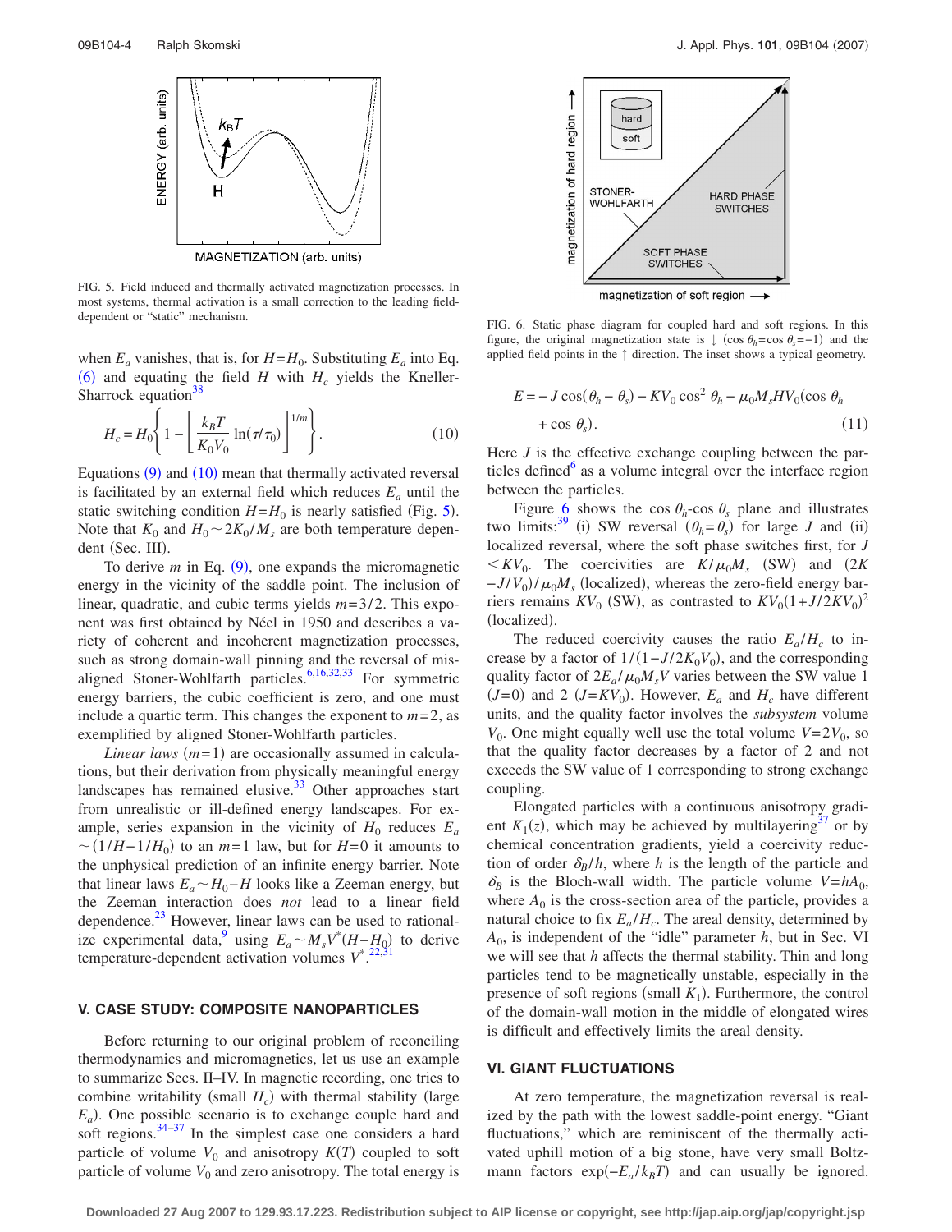FIG. 5. Field induced and thermally activated magnetization processes. In most systems, thermal activation is a small correction to the leading field-dependent or "static" mechanism.

when $E_a$ vanishes, that is, for $H=H_0$. Substituting $E_a$ into Eq. (6) and equating the field $H$ with $H_c$ yields the Kneller-Sharrock equation[38]

$$H_c = H_0\left\{1 - \left[\frac{k_BT}{K_0V_0}\ln(\tau/\tau_0)\right]^{1/m}\right\}. \tag{10}$$

Equations (9) and (10) mean that thermally activated reversal is facilitated by an external field which reduces $E_a$ until the static switching condition $H=H_0$ is nearly satisfied (Fig. 5). Note that $K_0$ and $H_0 \sim 2K_0/M_s$ are both temperature dependent (Sec. III).

To derive $m$ in Eq. (9), one expands the micromagnetic energy in the vicinity of the saddle point. The inclusion of linear, quadratic, and cubic terms yields $m=3/2$. This exponent was first obtained by Néel in 1950 and describes a variety of coherent and incoherent magnetization processes, such as strong domain-wall pinning and the reversal of misaligned Stoner-Wohlfarth particles.[6,16,32,33] For symmetric energy barriers, the cubic coefficient is zero, and one must include a quartic term. This changes the exponent to $m=2$, as exemplified by aligned Stoner-Wohlfarth particles.

*Linear laws* ($m=1$) are occasionally assumed in calculations, but their derivation from physically meaningful energy landscapes has remained elusive.[33] Other approaches start from unrealistic or ill-defined energy landscapes. For example, series expansion in the vicinity of $H_0$ reduces $E_a \sim (1/H - 1/H_0)$ to an $m=1$ law, but for $H=0$ it amounts to the unphysical prediction of an infinite energy barrier. Note that linear laws $E_a \sim H_0 - H$ looks like a Zeeman energy, but the Zeeman interaction does *not* lead to a linear field dependence.[23] However, linear laws can be used to rationalize experimental data,[9] using $E_a \sim M_s V^*(H - H_0)$ to derive temperature-dependent activation volumes $V^*$.[22,31]

## V. CASE STUDY: COMPOSITE NANOPARTICLES

Before returning to our original problem of reconciling thermodynamics and micromagnetics, let us use an example to summarize Secs. II–IV. In magnetic recording, one tries to combine writability (small $H_c$) with thermal stability (large $E_a$). One possible scenario is to exchange couple hard and soft regions.[34–37] In the simplest case one considers a hard particle of volume $V_0$ and anisotropy $K(T)$ coupled to soft particle of volume $V_0$ and zero anisotropy. The total energy is

FIG. 6. Static phase diagram for coupled hard and soft regions. In this figure, the original magnetization state is ↓ ($\cos\theta_h = \cos\theta_s = -1$) and the applied field points in the ↑ direction. The inset shows a typical geometry.

$$E = -J\cos(\theta_h - \theta_s) - KV_0\cos^2\theta_h - \mu_0 M_s H V_0(\cos\theta_h + \cos\theta_s). \tag{11}$$

Here $J$ is the effective exchange coupling between the particles defined[6] as a volume integral over the interface region between the particles.

Figure 6 shows the $\cos\theta_h$-$\cos\theta_s$ plane and illustrates two limits:[39] (i) SW reversal ($\theta_h = \theta_s$) for large $J$ and (ii) localized reversal, where the soft phase switches first, for $J < KV_0$. The coercivities are $K/\mu_0 M_s$ (SW) and $(2K - J/V_0)/\mu_0 M_s$ (localized), whereas the zero-field energy barriers remains $KV_0$ (SW), as contrasted to $KV_0(1 + J/2KV_0)^2$ (localized).

The reduced coercivity causes the ratio $E_a/H_c$ to increase by a factor of $1/(1 - J/2K_0V_0)$, and the corresponding quality factor of $2E_a/\mu_0 M_s V$ varies between the SW value 1 ($J=0$) and 2 ($J=KV_0$). However, $E_a$ and $H_c$ have different units, and the quality factor involves the *subsystem* volume $V_0$. One might equally well use the total volume $V=2V_0$, so that the quality factor decreases by a factor of 2 and not exceeds the SW value of 1 corresponding to strong exchange coupling.

Elongated particles with a continuous anisotropy gradient $K_1(z)$, which may be achieved by multilayering[37] or by chemical concentration gradients, yield a coercivity reduction of order $\delta_B/h$, where $h$ is the length of the particle and $\delta_B$ is the Bloch-wall width. The particle volume $V=hA_0$, where $A_0$ is the cross-section area of the particle, provides a natural choice to fix $E_a/H_c$. The areal density, determined by $A_0$, is independent of the "idle" parameter $h$, but in Sec. VI we will see that $h$ affects the thermal stability. Thin and long particles tend to be magnetically unstable, especially in the presence of soft regions (small $K_1$). Furthermore, the control of the domain-wall motion in the middle of elongated wires is difficult and effectively limits the areal density.

## VI. GIANT FLUCTUATIONS

At zero temperature, the magnetization reversal is realized by the path with the lowest saddle-point energy. "Giant fluctuations," which are reminiscent of the thermally activated uphill motion of a big stone, have very small Boltzmann factors $\exp(-E_a/k_BT)$ and can usually be ignored.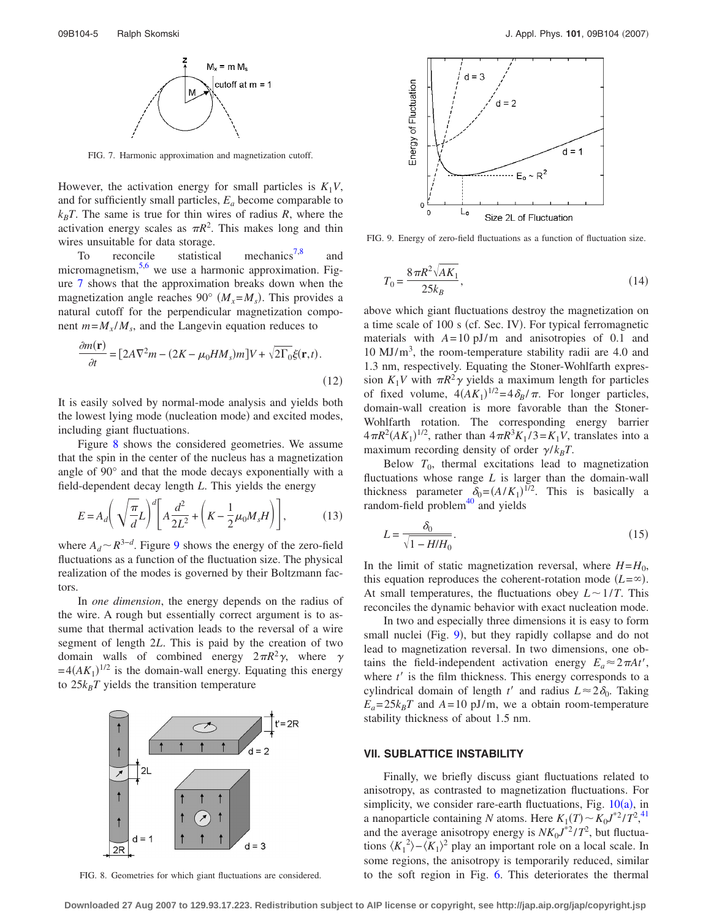FIG. 7. Harmonic approximation and magnetization cutoff.

However, the activation energy for small particles is $K_1 V$, and for sufficiently small particles, $E_a$ become comparable to $k_B T$. The same is true for thin wires of radius $R$, where the activation energy scales as $\pi R^2$. This makes long and thin wires unsuitable for data storage.

To reconcile statistical mechanics[7,8] and micromagnetism,[5,6] we use a harmonic approximation. Figure 7 shows that the approximation breaks down when the magnetization angle reaches 90° ($M_x = M_s$). This provides a natural cutoff for the perpendicular magnetization component $m = M_x/M_s$, and the Langevin equation reduces to

$$\frac{\partial m(\mathbf{r})}{\partial t} = [2A\nabla^2 m - (2K - \mu_0 H M_s)m]V + \sqrt{2\Gamma_0}\xi(\mathbf{r},t). \tag{12}$$

It is easily solved by normal-mode analysis and yields both the lowest lying mode (nucleation mode) and excited modes, including giant fluctuations.

Figure 8 shows the considered geometries. We assume that the spin in the center of the nucleus has a magnetization angle of 90° and that the mode decays exponentially with a field-dependent decay length $L$. This yields the energy

$$E = A_d\left(\sqrt{\frac{\pi}{d}}L\right)^d\left[A\frac{d^2}{2L^2} + \left(K - \frac{1}{2}\mu_0 M_s H\right)\right], \tag{13}$$

where $A_d \sim R^{3-d}$. Figure 9 shows the energy of the zero-field fluctuations as a function of the fluctuation size. The physical realization of the modes is governed by their Boltzmann factors.

In *one dimension*, the energy depends on the radius of the wire. A rough but essentially correct argument is to assume that thermal activation leads to the reversal of a wire segment of length $2L$. This is paid by the creation of two domain walls of combined energy $2\pi R^2 \gamma$, where $\gamma = 4(AK_1)^{1/2}$ is the domain-wall energy. Equating this energy to $25 k_B T$ yields the transition temperature

FIG. 8. Geometries for which giant fluctuations are considered.

FIG. 9. Energy of zero-field fluctuations as a function of fluctuation size.

$$T_0 = \frac{8\pi R^2\sqrt{AK_1}}{25 k_B}, \tag{14}$$

above which giant fluctuations destroy the magnetization on a time scale of 100 s (cf. Sec. IV). For typical ferromagnetic materials with $A = 10$ pJ/m and anisotropies of 0.1 and 10 MJ/m$^3$, the room-temperature stability radii are 4.0 and 1.3 nm, respectively. Equating the Stoner-Wohlfarth expression $K_1 V$ with $\pi R^2 \gamma$ yields a maximum length for particles of fixed volume, $4(AK_1)^{1/2} = 4\delta_B/\pi$. For longer particles, domain-wall creation is more favorable than the Stoner-Wohlfarth rotation. The corresponding energy barrier $4\pi R^2 (AK_1)^{1/2}$, rather than $4\pi R^3 K_1/3 = K_1 V$, translates into a maximum recording density of order $\gamma/k_B T$.

Below $T_0$, thermal excitations lead to magnetization fluctuations whose range $L$ is larger than the domain-wall thickness parameter $\delta_0 = (A/K_1)^{1/2}$. This is basically a random-field problem[40] and yields

$$L = \frac{\delta_0}{\sqrt{1 - H/H_0}}. \tag{15}$$

In the limit of static magnetization reversal, where $H = H_0$, this equation reproduces the coherent-rotation mode ($L = \infty$). At small temperatures, the fluctuations obey $L \sim 1/T$. This reconciles the dynamic behavior with exact nucleation mode.

In two and especially three dimensions it is easy to form small nuclei (Fig. 9), but they rapidly collapse and do not lead to magnetization reversal. In two dimensions, one obtains the field-independent activation energy $E_a \approx 2\pi A t'$, where $t'$ is the film thickness. This energy corresponds to a cylindrical domain of length $t'$ and radius $L \approx 2\delta_0$. Taking $E_a = 25 k_B T$ and $A = 10$ pJ/m, we a obtain room-temperature stability thickness of about 1.5 nm.

## VII. SUBLATTICE INSTABILITY

Finally, we briefly discuss giant fluctuations related to anisotropy, as contrasted to magnetization fluctuations. For simplicity, we consider rare-earth fluctuations, Fig. 10(a), in a nanoparticle containing $N$ atoms. Here $K_1(T) \sim K_0 J^{*2}/T^2$,[41] and the average anisotropy energy is $N K_0 J^{*2}/T^2$, but fluctuations $\langle K_1^2\rangle - \langle K_1\rangle^2$ play an important role on a local scale. In some regions, the anisotropy is temporarily reduced, similar to the soft region in Fig. 6. This deteriorates the thermal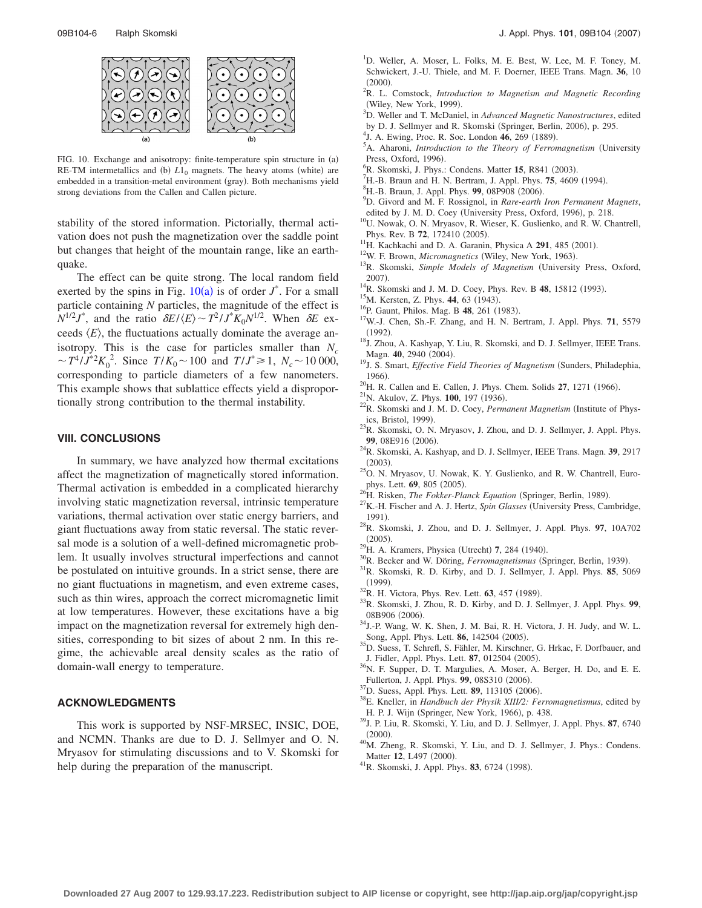(a) (b)

FIG. 10. Exchange and anisotropy: finite-temperature spin structure in (a) RE-TM intermetallics and (b) $L1_0$ magnets. The heavy atoms (white) are embedded in a transition-metal environment (gray). Both mechanisms yield strong deviations from the Callen and Callen picture.

stability of the stored information. Pictorially, thermal activation does not push the magnetization over the saddle point but changes that height of the mountain range, like an earthquake.

The effect can be quite strong. The local random field exerted by the spins in Fig. 10(a) is of order $J^*$. For a small particle containing $N$ particles, the magnitude of the effect is $N^{1/2}J^*$, and the ratio $\delta E/\langle E\rangle \sim T^2/J^* K_0 N^{1/2}$. When $\delta E$ exceeds $\langle E\rangle$, the fluctuations actually dominate the average anisotropy. This is the case for particles smaller than $N_c \sim T^4/J^{*2}K_0^2$. Since $T/K_0 \sim 100$ and $T/J^* \gtrsim 1$, $N_c \sim 10\,000$, corresponding to particle diameters of a few nanometers. This example shows that sublattice effects yield a disproportionally strong contribution to the thermal instability.

## VIII. CONCLUSIONS

In summary, we have analyzed how thermal excitations affect the magnetization of magnetically stored information. Thermal activation is embedded in a complicated hierarchy involving static magnetization reversal, intrinsic temperature variations, thermal activation over static energy barriers, and giant fluctuations away from static reversal. The static reversal mode is a solution of a well-defined micromagnetic problem. It usually involves structural imperfections and cannot be postulated on intuitive grounds. In a strict sense, there are no giant fluctuations in magnetism, and even extreme cases, such as thin wires, approach the correct micromagnetic limit at low temperatures. However, these excitations have a big impact on the magnetization reversal for extremely high densities, corresponding to bit sizes of about 2 nm. In this regime, the achievable areal density scales as the ratio of domain-wall energy to temperature.

## ACKNOWLEDGMENTS

This work is supported by NSF-MRSEC, INSIC, DOE, and NCMN. Thanks are due to D. J. Sellmyer and O. N. Mryasov for stimulating discussions and to V. Skomski for help during the preparation of the manuscript.

[1] D. Weller, A. Moser, L. Folks, M. E. Best, W. Lee, M. F. Toney, M. Schwickert, J.-U. Thiele, and M. F. Doerner, IEEE Trans. Magn. **36**, 10 (2000).
[2] R. L. Comstock, *Introduction to Magnetism and Magnetic Recording* (Wiley, New York, 1999).
[3] D. Weller and T. McDaniel, in *Advanced Magnetic Nanostructures*, edited by D. J. Sellmyer and R. Skomski (Springer, Berlin, 2006), p. 295.
[4] J. A. Ewing, Proc. R. Soc. London **46**, 269 (1889).
[5] A. Aharoni, *Introduction to the Theory of Ferromagnetism* (University Press, Oxford, 1996).
[6] R. Skomski, J. Phys.: Condens. Matter **15**, R841 (2003).
[7] H.-B. Braun and H. N. Bertram, J. Appl. Phys. **75**, 4609 (1994).
[8] H.-B. Braun, J. Appl. Phys. **99**, 08P908 (2006).
[9] D. Givord and M. F. Rossignol, in *Rare-earth Iron Permanent Magnets*, edited by J. M. D. Coey (University Press, Oxford, 1996), p. 218.
[10] U. Nowak, O. N. Mryasov, R. Wieser, K. Guslienko, and R. W. Chantrell, Phys. Rev. B **72**, 172410 (2005).
[11] H. Kachkachi and D. A. Garanin, Physica A **291**, 485 (2001).
[12] W. F. Brown, *Micromagnetics* (Wiley, New York, 1963).
[13] R. Skomski, *Simple Models of Magnetism* (University Press, Oxford, 2007).
[14] R. Skomski and J. M. D. Coey, Phys. Rev. B **48**, 15812 (1993).
[15] M. Kersten, Z. Phys. **44**, 63 (1943).
[16] P. Gaunt, Philos. Mag. B **48**, 261 (1983).
[17] W.-J. Chen, Sh.-F. Zhang, and H. N. Bertram, J. Appl. Phys. **71**, 5579 (1992).
[18] J. Zhou, A. Kashyap, Y. Liu, R. Skomski, and D. J. Sellmyer, IEEE Trans. Magn. **40**, 2940 (2004).
[19] J. S. Smart, *Effective Field Theories of Magnetism* (Sunders, Philadephia, 1966).
[20] H. R. Callen and E. Callen, J. Phys. Chem. Solids **27**, 1271 (1966).
[21] N. Akulov, Z. Phys. **100**, 197 (1936).
[22] R. Skomski and J. M. D. Coey, *Permanent Magnetism* (Institute of Physics, Bristol, 1999).
[23] R. Skomski, O. N. Mryasov, J. Zhou, and D. J. Sellmyer, J. Appl. Phys. **99**, 08E916 (2006).
[24] R. Skomski, A. Kashyap, and D. J. Sellmyer, IEEE Trans. Magn. **39**, 2917 (2003).
[25] O. N. Mryasov, U. Nowak, K. Y. Guslienko, and R. W. Chantrell, Europhys. Lett. **69**, 805 (2005).
[26] H. Risken, *The Fokker-Planck Equation* (Springer, Berlin, 1989).
[27] K.-H. Fischer and A. J. Hertz, *Spin Glasses* (University Press, Cambridge, 1991).
[28] R. Skomski, J. Zhou, and D. J. Sellmyer, J. Appl. Phys. **97**, 10A702 (2005).
[29] H. A. Kramers, Physica (Utrecht) **7**, 284 (1940).
[30] R. Becker and W. Döring, *Ferromagnetismus* (Springer, Berlin, 1939).
[31] R. Skomski, R. D. Kirby, and D. J. Sellmyer, J. Appl. Phys. **85**, 5069 (1999).
[32] R. H. Victora, Phys. Rev. Lett. **63**, 457 (1989).
[33] R. Skomski, J. Zhou, R. D. Kirby, and D. J. Sellmyer, J. Appl. Phys. **99**, 08B906 (2006).
[34] J.-P. Wang, W. K. Shen, J. M. Bai, R. H. Victora, J. H. Judy, and W. L. Song, Appl. Phys. Lett. **86**, 142504 (2005).
[35] D. Suess, T. Schrefl, S. Fähler, M. Kirschner, G. Hrkac, F. Dorfbauer, and J. Fidler, Appl. Phys. Lett. **87**, 012504 (2005).
[36] N. F. Supper, D. T. Margulies, A. Moser, A. Berger, H. Do, and E. E. Fullerton, J. Appl. Phys. **99**, 08S310 (2006).
[37] D. Suess, Appl. Phys. Lett. **89**, 113105 (2006).
[38] E. Kneller, in *Handbuch der Physik XIII/2: Ferromagnetismus*, edited by H. P. J. Wijn (Springer, New York, 1966), p. 438.
[39] J. P. Liu, R. Skomski, Y. Liu, and D. J. Sellmyer, J. Appl. Phys. **87**, 6740 (2000).
[40] M. Zheng, R. Skomski, Y. Liu, and D. J. Sellmyer, J. Phys.: Condens. Matter **12**, L497 (2000).
[41] R. Skomski, J. Appl. Phys. **83**, 6724 (1998).